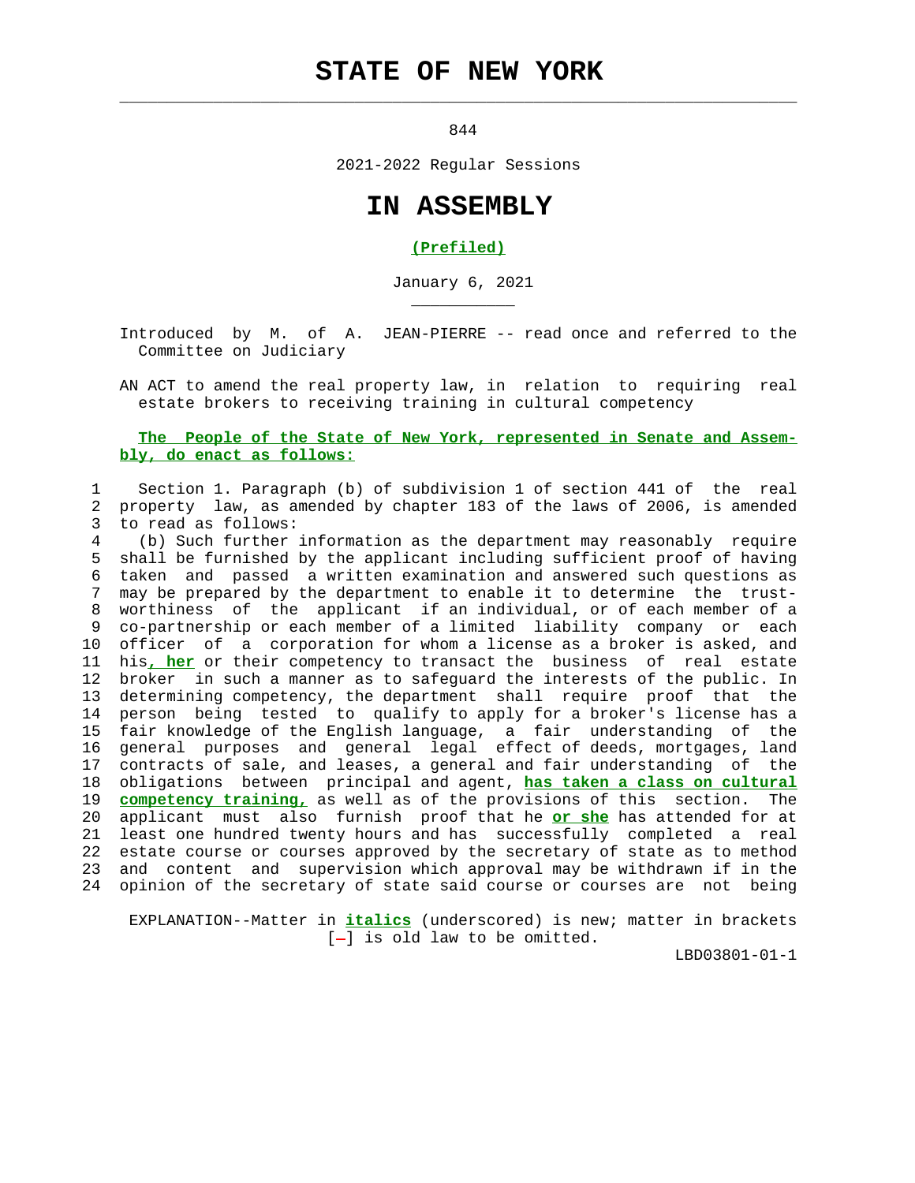# STATE OF NEW YORK

844

2021-2022 Regular Sessions

# IN ASSEMBLY

**(Prefiled)**

January 6, 2021

Introduced by M. of A. JEAN-PIERRE -- read once and referred to the Committee on Judiciary

AN ACT to amend the real property law, in relation to requiring real estate brokers to receiving training in cultural competency

**The People of the State of New York, represented in Senate and Assembly, do enact as follows:**

1 Section 1. Paragraph (b) of subdivision 1 of section 441 of the real
2 property law, as amended by chapter 183 of the laws of 2006, is amended
3 to read as follows:
4 (b) Such further information as the department may reasonably require
5 shall be furnished by the applicant including sufficient proof of having
6 taken and passed a written examination and answered such questions as
7 may be prepared by the department to enable it to determine the trust-
8 worthiness of the applicant if an individual, or of each member of a
9 co-partnership or each member of a limited liability company or each
10 officer of a corporation for whom a license as a broker is asked, and
11 his***, her*** or their competency to transact the business of real estate
12 broker in such a manner as to safeguard the interests of the public. In
13 determining competency, the department shall require proof that the
14 person being tested to qualify to apply for a broker's license has a
15 fair knowledge of the English language, a fair understanding of the
16 general purposes and general legal effect of deeds, mortgages, land
17 contracts of sale, and leases, a general and fair understanding of the
18 obligations between principal and agent, ***has taken a class on cultural***
19 ***competency training,*** as well as of the provisions of this section. The
20 applicant must also furnish proof that he ***or she*** has attended for at
21 least one hundred twenty hours and has successfully completed a real
22 estate course or courses approved by the secretary of state as to method
23 and content and supervision which approval may be withdrawn if in the
24 opinion of the secretary of state said course or courses are not being

EXPLANATION--Matter in ***italics*** (underscored) is new; matter in brackets [-] is old law to be omitted.

LBD03801-01-1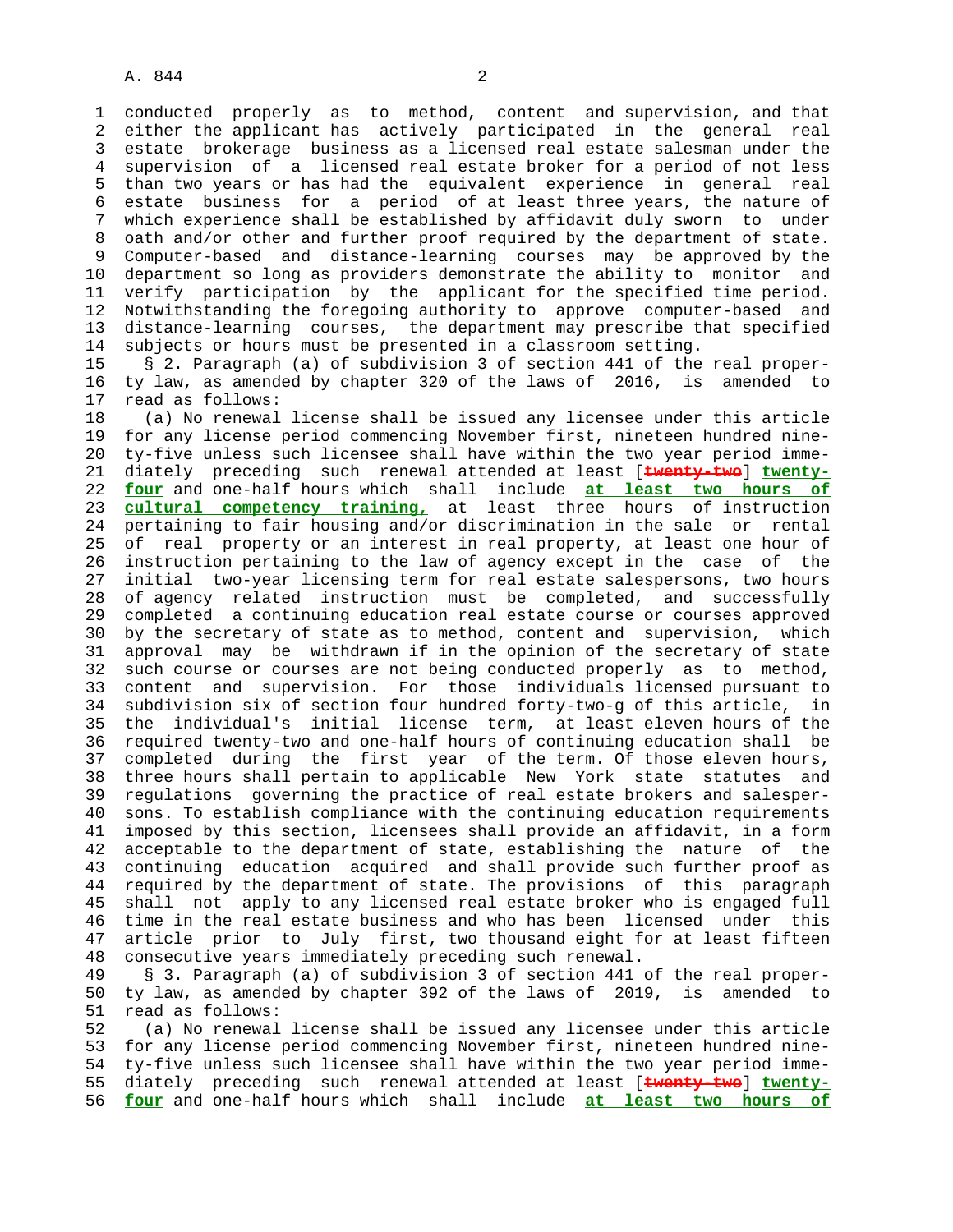conducted properly as to method, content and supervision, and that either the applicant has actively participated in the general real estate brokerage business as a licensed real estate salesman under the supervision of a licensed real estate broker for a period of not less than two years or has had the equivalent experience in general real estate business for a period of at least three years, the nature of which experience shall be established by affidavit duly sworn to under oath and/or other and further proof required by the department of state. Computer-based and distance-learning courses may be approved by the department so long as providers demonstrate the ability to monitor and verify participation by the applicant for the specified time period. Notwithstanding the foregoing authority to approve computer-based and distance-learning courses, the department may prescribe that specified subjects or hours must be presented in a classroom setting.

§ 2. Paragraph (a) of subdivision 3 of section 441 of the real property law, as amended by chapter 320 of the laws of 2016, is amended to read as follows:

(a) No renewal license shall be issued any licensee under this article for any license period commencing November first, nineteen hundred ninety-five unless such licensee shall have within the two year period immediately preceding such renewal attended at least [~~twenty-two~~] **twenty-four** and one-half hours which shall include **at least two hours of cultural competency training,** at least three hours of instruction pertaining to fair housing and/or discrimination in the sale or rental of real property or an interest in real property, at least one hour of instruction pertaining to the law of agency except in the case of the initial two-year licensing term for real estate salespersons, two hours of agency related instruction must be completed, and successfully completed a continuing education real estate course or courses approved by the secretary of state as to method, content and supervision, which approval may be withdrawn if in the opinion of the secretary of state such course or courses are not being conducted properly as to method, content and supervision. For those individuals licensed pursuant to subdivision six of section four hundred forty-two-g of this article, in the individual's initial license term, at least eleven hours of the required twenty-two and one-half hours of continuing education shall be completed during the first year of the term. Of those eleven hours, three hours shall pertain to applicable New York state statutes and regulations governing the practice of real estate brokers and salespersons. To establish compliance with the continuing education requirements imposed by this section, licensees shall provide an affidavit, in a form acceptable to the department of state, establishing the nature of the continuing education acquired and shall provide such further proof as required by the department of state. The provisions of this paragraph shall not apply to any licensed real estate broker who is engaged full time in the real estate business and who has been licensed under this article prior to July first, two thousand eight for at least fifteen consecutive years immediately preceding such renewal.

§ 3. Paragraph (a) of subdivision 3 of section 441 of the real property law, as amended by chapter 392 of the laws of 2019, is amended to read as follows:

(a) No renewal license shall be issued any licensee under this article for any license period commencing November first, nineteen hundred ninety-five unless such licensee shall have within the two year period immediately preceding such renewal attended at least [~~twenty-two~~] **twenty-four** and one-half hours which shall include **at least two hours of**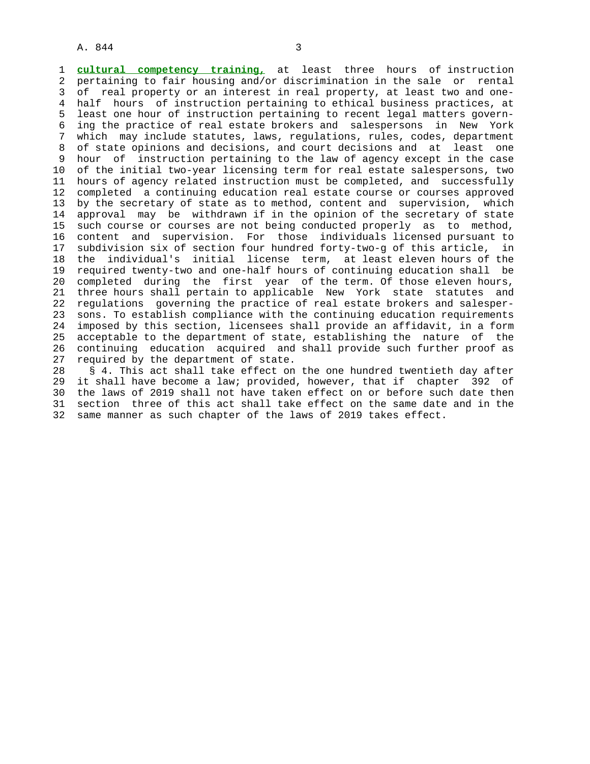**cultural competency training,** at least three hours of instruction pertaining to fair housing and/or discrimination in the sale or rental of real property or an interest in real property, at least two and one-half hours of instruction pertaining to ethical business practices, at least one hour of instruction pertaining to recent legal matters governing the practice of real estate brokers and salespersons in New York which may include statutes, laws, regulations, rules, codes, department of state opinions and decisions, and court decisions and at least one hour of instruction pertaining to the law of agency except in the case of the initial two-year licensing term for real estate salespersons, two hours of agency related instruction must be completed, and successfully completed a continuing education real estate course or courses approved by the secretary of state as to method, content and supervision, which approval may be withdrawn if in the opinion of the secretary of state such course or courses are not being conducted properly as to method, content and supervision. For those individuals licensed pursuant to subdivision six of section four hundred forty-two-g of this article, in the individual's initial license term, at least eleven hours of the required twenty-two and one-half hours of continuing education shall be completed during the first year of the term. Of those eleven hours, three hours shall pertain to applicable New York state statutes and regulations governing the practice of real estate brokers and salespersons. To establish compliance with the continuing education requirements imposed by this section, licensees shall provide an affidavit, in a form acceptable to the department of state, establishing the nature of the continuing education acquired and shall provide such further proof as required by the department of state.

§ 4. This act shall take effect on the one hundred twentieth day after it shall have become a law; provided, however, that if chapter 392 of the laws of 2019 shall not have taken effect on or before such date then section three of this act shall take effect on the same date and in the same manner as such chapter of the laws of 2019 takes effect.